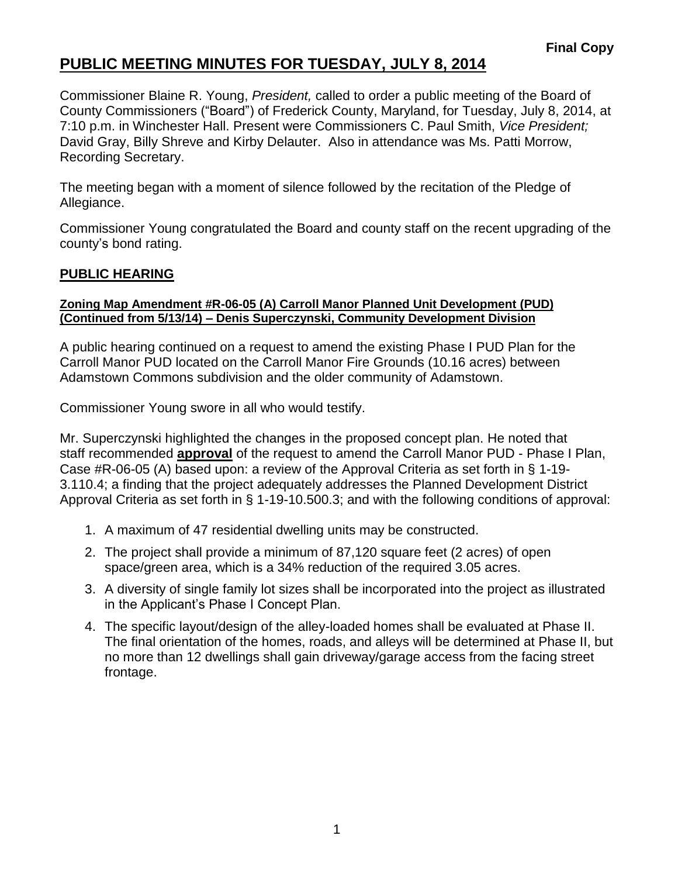**Final Copy**

# PUBLIC MEETING MINUTES FOR TUESDAY, JULY 8, 2014

Commissioner Blaine R. Young, *President,* called to order a public meeting of the Board of County Commissioners ("Board") of Frederick County, Maryland, for Tuesday, July 8, 2014, at 7:10 p.m. in Winchester Hall. Present were Commissioners C. Paul Smith, *Vice President;* David Gray, Billy Shreve and Kirby Delauter. Also in attendance was Ms. Patti Morrow, Recording Secretary.

The meeting began with a moment of silence followed by the recitation of the Pledge of Allegiance.

Commissioner Young congratulated the Board and county staff on the recent upgrading of the county's bond rating.

## PUBLIC HEARING

### Zoning Map Amendment #R-06-05 (A) Carroll Manor Planned Unit Development (PUD) (Continued from 5/13/14) – Denis Superczynski, Community Development Division

A public hearing continued on a request to amend the existing Phase I PUD Plan for the Carroll Manor PUD located on the Carroll Manor Fire Grounds (10.16 acres) between Adamstown Commons subdivision and the older community of Adamstown.

Commissioner Young swore in all who would testify.

Mr. Superczynski highlighted the changes in the proposed concept plan. He noted that staff recommended **approval** of the request to amend the Carroll Manor PUD - Phase I Plan, Case #R-06-05 (A) based upon: a review of the Approval Criteria as set forth in § 1-19-3.110.4; a finding that the project adequately addresses the Planned Development District Approval Criteria as set forth in § 1-19-10.500.3; and with the following conditions of approval:

1. A maximum of 47 residential dwelling units may be constructed.
2. The project shall provide a minimum of 87,120 square feet (2 acres) of open space/green area, which is a 34% reduction of the required 3.05 acres.
3. A diversity of single family lot sizes shall be incorporated into the project as illustrated in the Applicant's Phase I Concept Plan.
4. The specific layout/design of the alley-loaded homes shall be evaluated at Phase II. The final orientation of the homes, roads, and alleys will be determined at Phase II, but no more than 12 dwellings shall gain driveway/garage access from the facing street frontage.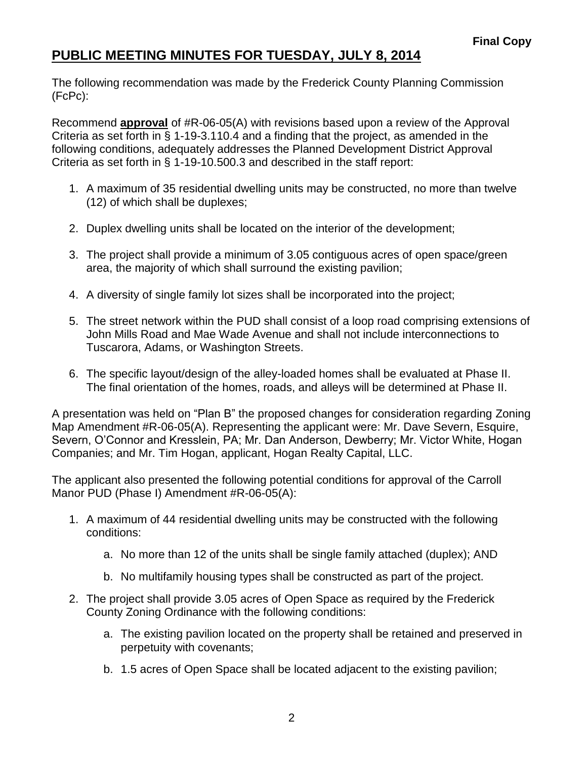**Final Copy**

# PUBLIC MEETING MINUTES FOR TUESDAY, JULY 8, 2014

The following recommendation was made by the Frederick County Planning Commission (FcPc):

Recommend **approval** of #R-06-05(A) with revisions based upon a review of the Approval Criteria as set forth in § 1-19-3.110.4 and a finding that the project, as amended in the following conditions, adequately addresses the Planned Development District Approval Criteria as set forth in § 1-19-10.500.3 and described in the staff report:

1. A maximum of 35 residential dwelling units may be constructed, no more than twelve (12) of which shall be duplexes;

2. Duplex dwelling units shall be located on the interior of the development;

3. The project shall provide a minimum of 3.05 contiguous acres of open space/green area, the majority of which shall surround the existing pavilion;

4. A diversity of single family lot sizes shall be incorporated into the project;

5. The street network within the PUD shall consist of a loop road comprising extensions of John Mills Road and Mae Wade Avenue and shall not include interconnections to Tuscarora, Adams, or Washington Streets.

6. The specific layout/design of the alley-loaded homes shall be evaluated at Phase II. The final orientation of the homes, roads, and alleys will be determined at Phase II.

A presentation was held on "Plan B" the proposed changes for consideration regarding Zoning Map Amendment #R-06-05(A). Representing the applicant were: Mr. Dave Severn, Esquire, Severn, O'Connor and Kresslein, PA; Mr. Dan Anderson, Dewberry; Mr. Victor White, Hogan Companies; and Mr. Tim Hogan, applicant, Hogan Realty Capital, LLC.

The applicant also presented the following potential conditions for approval of the Carroll Manor PUD (Phase I) Amendment #R-06-05(A):

1. A maximum of 44 residential dwelling units may be constructed with the following conditions:

   a. No more than 12 of the units shall be single family attached (duplex); AND

   b. No multifamily housing types shall be constructed as part of the project.

2. The project shall provide 3.05 acres of Open Space as required by the Frederick County Zoning Ordinance with the following conditions:

   a. The existing pavilion located on the property shall be retained and preserved in perpetuity with covenants;

   b. 1.5 acres of Open Space shall be located adjacent to the existing pavilion;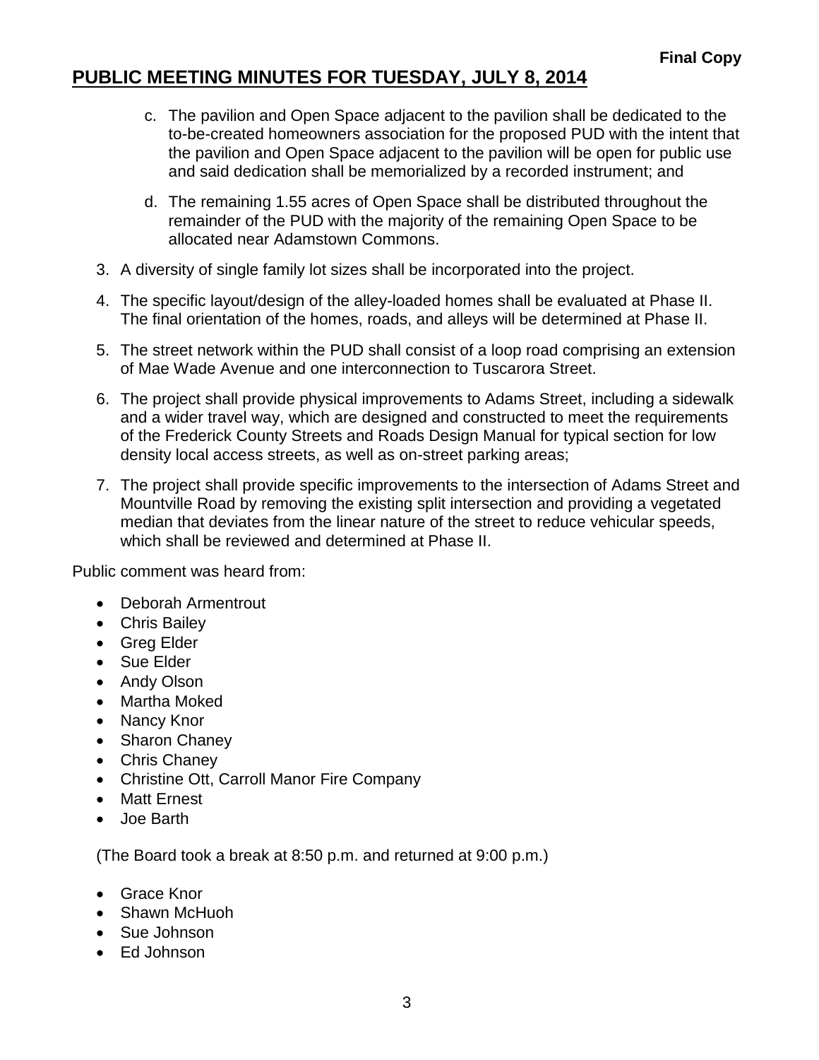**Final Copy**

# PUBLIC MEETING MINUTES FOR TUESDAY, JULY 8, 2014

   c. The pavilion and Open Space adjacent to the pavilion shall be dedicated to the to-be-created homeowners association for the proposed PUD with the intent that the pavilion and Open Space adjacent to the pavilion will be open for public use and said dedication shall be memorialized by a recorded instrument; and

   d. The remaining 1.55 acres of Open Space shall be distributed throughout the remainder of the PUD with the majority of the remaining Open Space to be allocated near Adamstown Commons.

3. A diversity of single family lot sizes shall be incorporated into the project.
4. The specific layout/design of the alley-loaded homes shall be evaluated at Phase II. The final orientation of the homes, roads, and alleys will be determined at Phase II.
5. The street network within the PUD shall consist of a loop road comprising an extension of Mae Wade Avenue and one interconnection to Tuscarora Street.
6. The project shall provide physical improvements to Adams Street, including a sidewalk and a wider travel way, which are designed and constructed to meet the requirements of the Frederick County Streets and Roads Design Manual for typical section for low density local access streets, as well as on-street parking areas;
7. The project shall provide specific improvements to the intersection of Adams Street and Mountville Road by removing the existing split intersection and providing a vegetated median that deviates from the linear nature of the street to reduce vehicular speeds, which shall be reviewed and determined at Phase II.

Public comment was heard from:

- Deborah Armentrout
- Chris Bailey
- Greg Elder
- Sue Elder
- Andy Olson
- Martha Moked
- Nancy Knor
- Sharon Chaney
- Chris Chaney
- Christine Ott, Carroll Manor Fire Company
- Matt Ernest
- Joe Barth

(The Board took a break at 8:50 p.m. and returned at 9:00 p.m.)

- Grace Knor
- Shawn McHuoh
- Sue Johnson
- Ed Johnson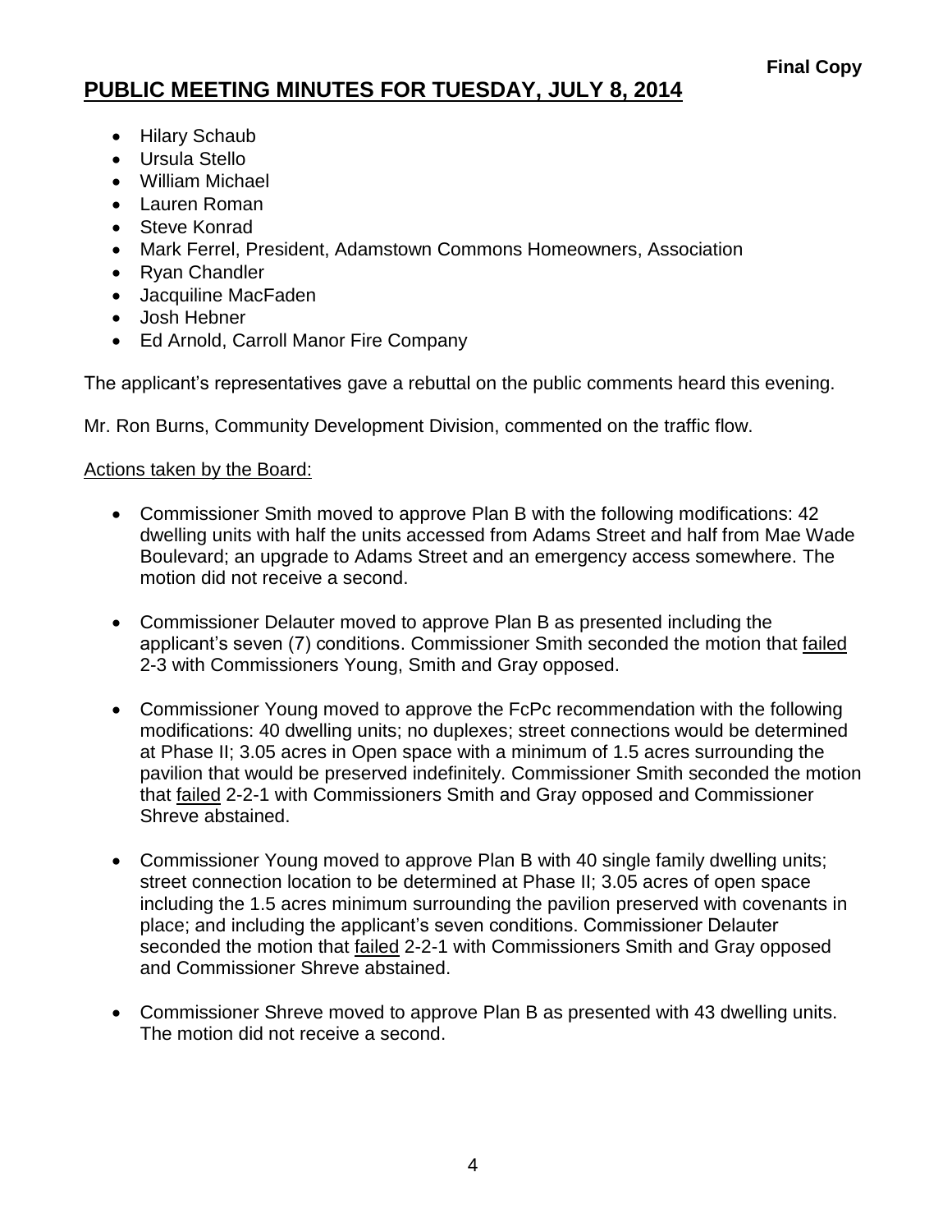**Final Copy**

# PUBLIC MEETING MINUTES FOR TUESDAY, JULY 8, 2014

- Hilary Schaub
- Ursula Stello
- William Michael
- Lauren Roman
- Steve Konrad
- Mark Ferrel, President, Adamstown Commons Homeowners, Association
- Ryan Chandler
- Jacquiline MacFaden
- Josh Hebner
- Ed Arnold, Carroll Manor Fire Company

The applicant's representatives gave a rebuttal on the public comments heard this evening.

Mr. Ron Burns, Community Development Division, commented on the traffic flow.

Actions taken by the Board:

- Commissioner Smith moved to approve Plan B with the following modifications: 42 dwelling units with half the units accessed from Adams Street and half from Mae Wade Boulevard; an upgrade to Adams Street and an emergency access somewhere. The motion did not receive a second.

- Commissioner Delauter moved to approve Plan B as presented including the applicant's seven (7) conditions. Commissioner Smith seconded the motion that failed 2-3 with Commissioners Young, Smith and Gray opposed.

- Commissioner Young moved to approve the FcPc recommendation with the following modifications: 40 dwelling units; no duplexes; street connections would be determined at Phase II; 3.05 acres in Open space with a minimum of 1.5 acres surrounding the pavilion that would be preserved indefinitely. Commissioner Smith seconded the motion that failed 2-2-1 with Commissioners Smith and Gray opposed and Commissioner Shreve abstained.

- Commissioner Young moved to approve Plan B with 40 single family dwelling units; street connection location to be determined at Phase II; 3.05 acres of open space including the 1.5 acres minimum surrounding the pavilion preserved with covenants in place; and including the applicant's seven conditions. Commissioner Delauter seconded the motion that failed 2-2-1 with Commissioners Smith and Gray opposed and Commissioner Shreve abstained.

- Commissioner Shreve moved to approve Plan B as presented with 43 dwelling units. The motion did not receive a second.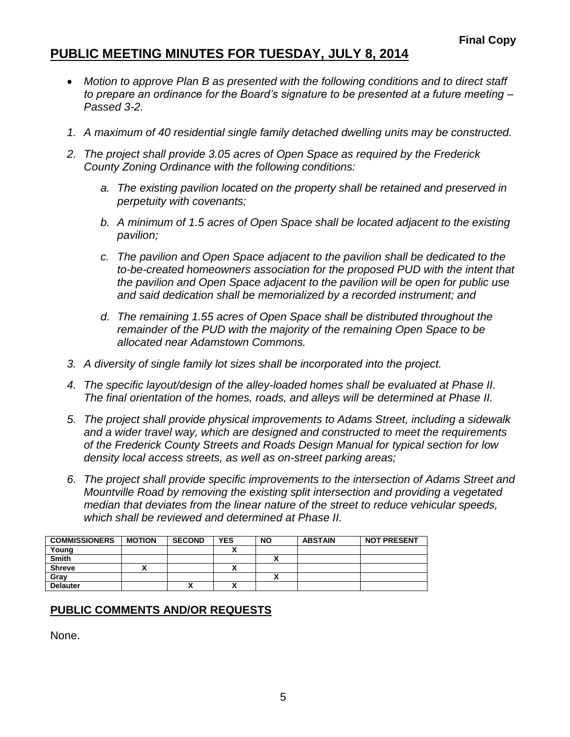**Final Copy**

## PUBLIC MEETING MINUTES FOR TUESDAY, JULY 8, 2014

- *Motion to approve Plan B as presented with the following conditions and to direct staff to prepare an ordinance for the Board's signature to be presented at a future meeting – Passed 3-2.*

1. *A maximum of 40 residential single family detached dwelling units may be constructed.*
2. *The project shall provide 3.05 acres of Open Space as required by the Frederick County Zoning Ordinance with the following conditions:*
    a. *The existing pavilion located on the property shall be retained and preserved in perpetuity with covenants;*
    b. *A minimum of 1.5 acres of Open Space shall be located adjacent to the existing pavilion;*
    c. *The pavilion and Open Space adjacent to the pavilion shall be dedicated to the to-be-created homeowners association for the proposed PUD with the intent that the pavilion and Open Space adjacent to the pavilion will be open for public use and said dedication shall be memorialized by a recorded instrument; and*
    d. *The remaining 1.55 acres of Open Space shall be distributed throughout the remainder of the PUD with the majority of the remaining Open Space to be allocated near Adamstown Commons.*
3. *A diversity of single family lot sizes shall be incorporated into the project.*
4. *The specific layout/design of the alley-loaded homes shall be evaluated at Phase II. The final orientation of the homes, roads, and alleys will be determined at Phase II.*
5. *The project shall provide physical improvements to Adams Street, including a sidewalk and a wider travel way, which are designed and constructed to meet the requirements of the Frederick County Streets and Roads Design Manual for typical section for low density local access streets, as well as on-street parking areas;*
6. *The project shall provide specific improvements to the intersection of Adams Street and Mountville Road by removing the existing split intersection and providing a vegetated median that deviates from the linear nature of the street to reduce vehicular speeds, which shall be reviewed and determined at Phase II.*

| COMMISSIONERS | MOTION | SECOND | YES | NO | ABSTAIN | NOT PRESENT |
|---|---|---|---|---|---|---|
| Young | | | X | | | |
| Smith | | | | X | | |
| Shreve | X | | X | | | |
| Gray | | | | X | | |
| Delauter | | X | X | | | |

## PUBLIC COMMENTS AND/OR REQUESTS

None.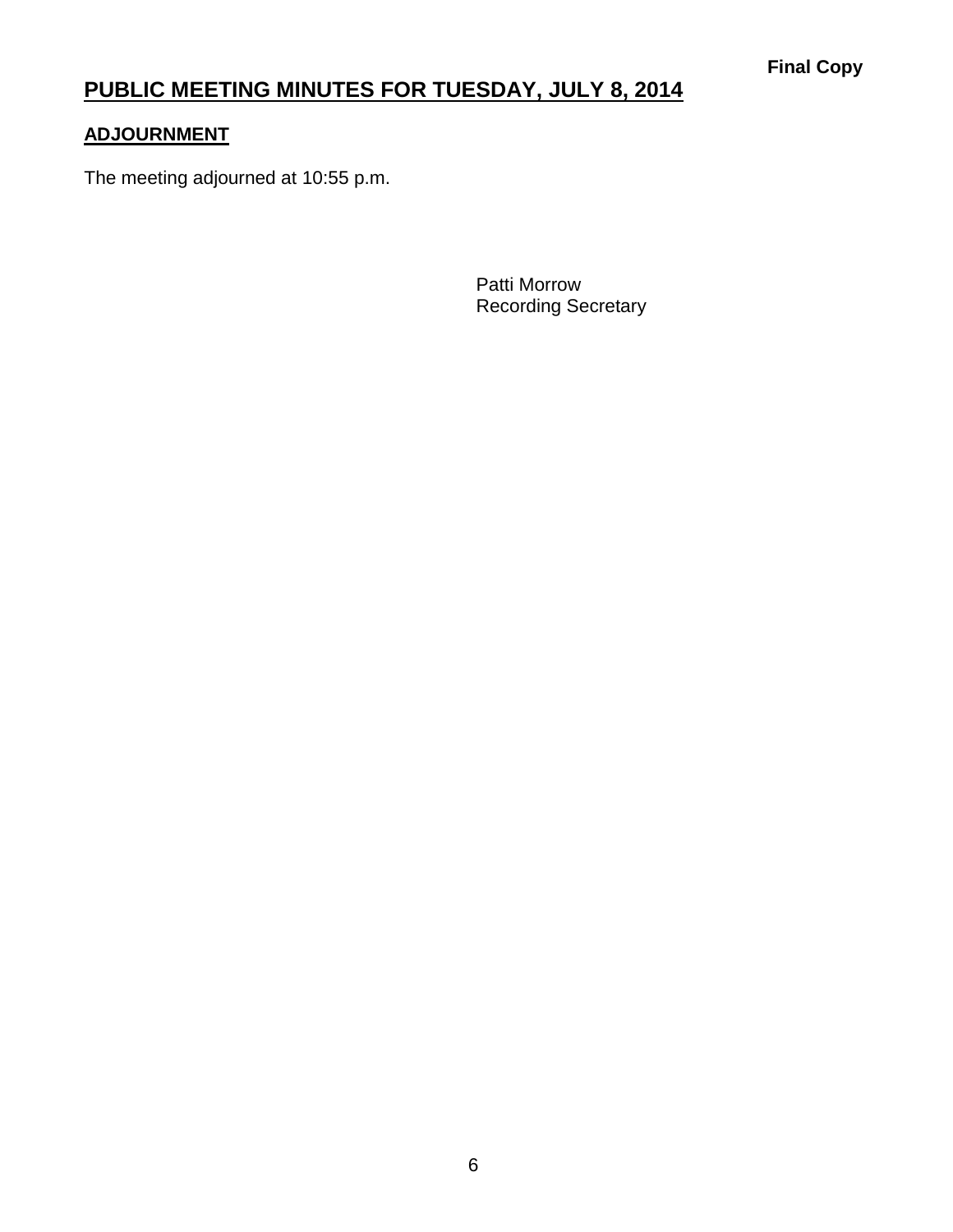**Final Copy**

# PUBLIC MEETING MINUTES FOR TUESDAY, JULY 8, 2014

## ADJOURNMENT

The meeting adjourned at 10:55 p.m.

Patti Morrow
Recording Secretary